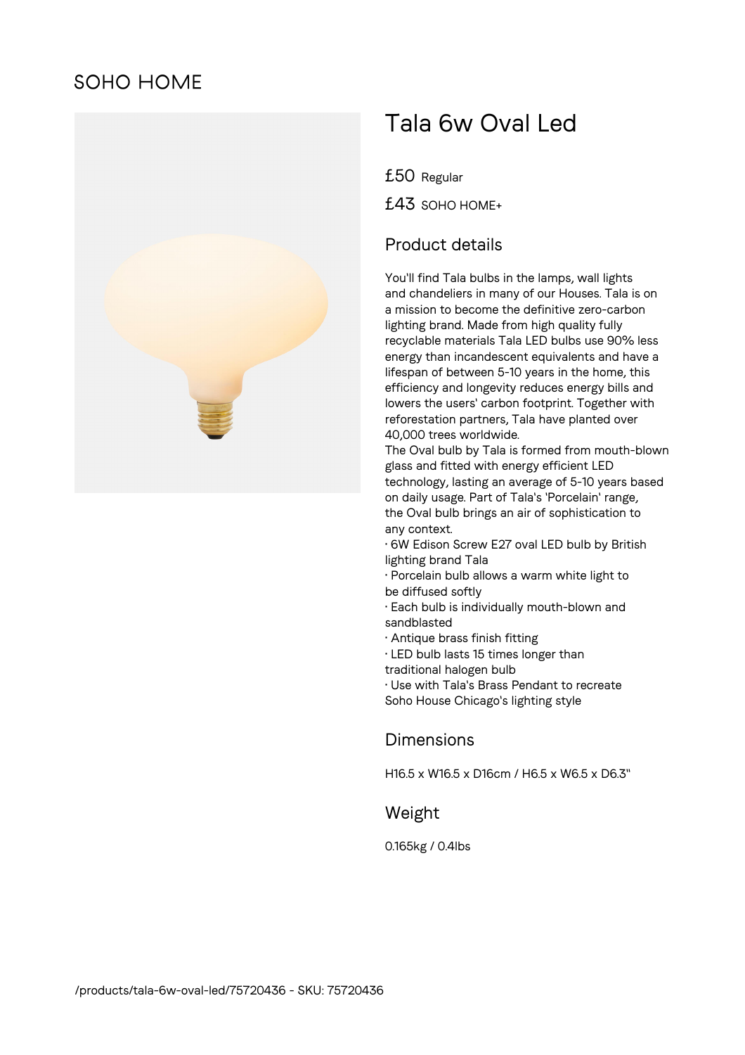SOHO HOME

# Tala 6w Oval Led

£50 Regular

£43 SOHO HOME+

## Product details

You'll find Tala bulbs in the lamps, wall lights and chandeliers in many of our Houses. Tala is on a mission to become the definitive zero-carbon lighting brand. Made from high quality fully recyclable materials Tala LED bulbs use 90% less energy than incandescent equivalents and have a lifespan of between 5-10 years in the home, this efficiency and longevity reduces energy bills and lowers the users' carbon footprint. Together with reforestation partners, Tala have planted over 40,000 trees worldwide.
The Oval bulb by Tala is formed from mouth-blown glass and fitted with energy efficient LED technology, lasting an average of 5-10 years based on daily usage. Part of Tala's 'Porcelain' range, the Oval bulb brings an air of sophistication to any context.

- 6W Edison Screw E27 oval LED bulb by British lighting brand Tala
- Porcelain bulb allows a warm white light to be diffused softly
- Each bulb is individually mouth-blown and sandblasted
- Antique brass finish fitting
- LED bulb lasts 15 times longer than traditional halogen bulb
- Use with Tala's Brass Pendant to recreate Soho House Chicago's lighting style

## Dimensions

H16.5 x W16.5 x D16cm / H6.5 x W6.5 x D6.3"

## Weight

0.165kg / 0.4lbs

/products/tala-6w-oval-led/75720436 - SKU: 75720436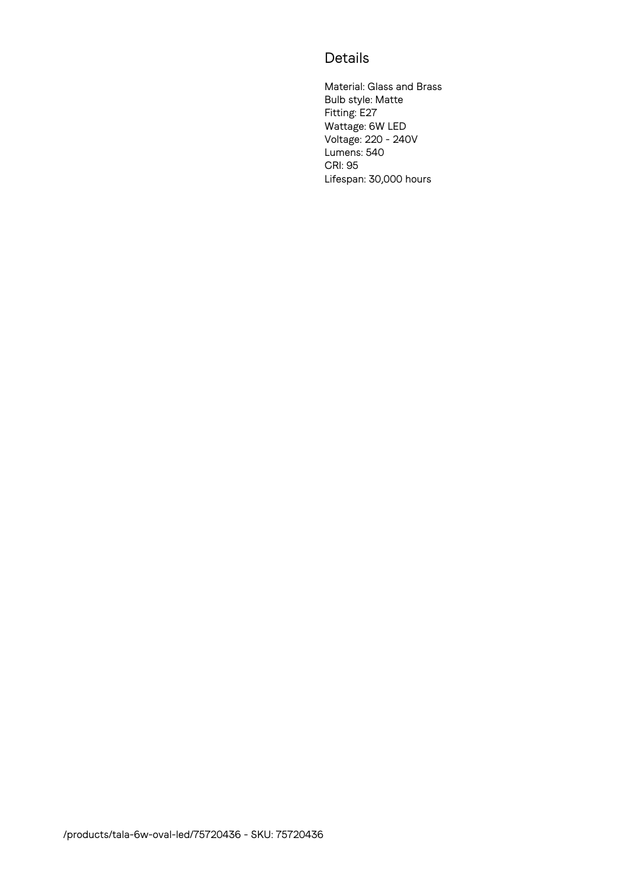## Details

Material: Glass and Brass
Bulb style: Matte
Fitting: E27
Wattage: 6W LED
Voltage: 220 - 240V
Lumens: 540
CRI: 95
Lifespan: 30,000 hours

/products/tala-6w-oval-led/75720436 - SKU: 75720436